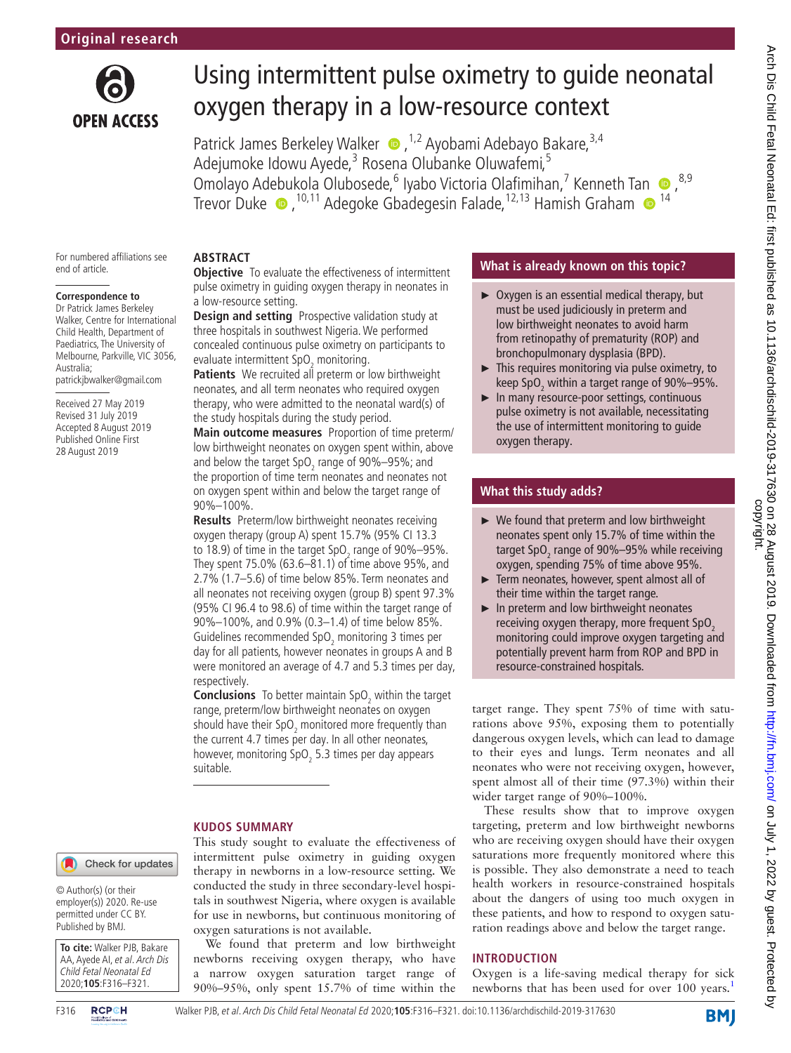Original research

# Using intermittent pulse oximetry to guide neonatal oxygen therapy in a low-resource context

Patrick James Berkeley Walker [1,2] Ayobami Adebayo Bakare,[3,4] Adejumoke Idowu Ayede,[3] Rosena Olubanke Oluwafemi,[5] Omolayo Adebukola Olubosede,[6] Iyabo Victoria Olafimihan,[7] Kenneth Tan [8,9] Trevor Duke [10,11] Adegoke Gbadegesin Falade,[12,13] Hamish Graham [14]

For numbered affiliations see end of article.

**Correspondence to**
Dr Patrick James Berkeley Walker, Centre for International Child Health, Department of Paediatrics, The University of Melbourne, Parkville, VIC 3056, Australia; patrickjbwalker@gmail.com

Received 27 May 2019
Revised 31 July 2019
Accepted 8 August 2019
Published Online First 28 August 2019

## ABSTRACT

**Objective** To evaluate the effectiveness of intermittent pulse oximetry in guiding oxygen therapy in neonates in a low-resource setting.

**Design and setting** Prospective validation study at three hospitals in southwest Nigeria. We performed concealed continuous pulse oximetry on participants to evaluate intermittent $SpO_2$ monitoring.

**Patients** We recruited all preterm or low birthweight neonates, and all term neonates who required oxygen therapy, who were admitted to the neonatal ward(s) of the study hospitals during the study period.

**Main outcome measures** Proportion of time preterm/low birthweight neonates on oxygen spent within, above and below the target $SpO_2$ range of 90%–95%; and the proportion of time term neonates and neonates not on oxygen spent within and below the target range of 90%–100%.

**Results** Preterm/low birthweight neonates receiving oxygen therapy (group A) spent 15.7% (95% CI 13.3 to 18.9) of time in the target $SpO_2$ range of 90%–95%. They spent 75.0% (63.6–81.1) of time above 95%, and 2.7% (1.7–5.6) of time below 85%. Term neonates and all neonates not receiving oxygen (group B) spent 97.3% (95% CI 96.4 to 98.6) of time within the target range of 90%–100%, and 0.9% (0.3–1.4) of time below 85%. Guidelines recommended $SpO_2$ monitoring 3 times per day for all patients, however neonates in groups A and B were monitored an average of 4.7 and 5.3 times per day, respectively.

**Conclusions** To better maintain $SpO_2$ within the target range, preterm/low birthweight neonates on oxygen should have their $SpO_2$ monitored more frequently than the current 4.7 times per day. In all other neonates, however, monitoring $SpO_2$ 5.3 times per day appears suitable.

## What is already known on this topic?

- Oxygen is an essential medical therapy, but must be used judiciously in preterm and low birthweight neonates to avoid harm from retinopathy of prematurity (ROP) and bronchopulmonary dysplasia (BPD).
- This requires monitoring via pulse oximetry, to keep $SpO_2$ within a target range of 90%–95%.
- In many resource-poor settings, continuous pulse oximetry is not available, necessitating the use of intermittent monitoring to guide oxygen therapy.

## What this study adds?

- We found that preterm and low birthweight neonates spent only 15.7% of time within the target $SpO_2$ range of 90%–95% while receiving oxygen, spending 75% of time above 95%.
- Term neonates, however, spent almost all of their time within the target range.
- In preterm and low birthweight neonates receiving oxygen therapy, more frequent $SpO_2$ monitoring could improve oxygen targeting and potentially prevent harm from ROP and BPD in resource-constrained hospitals.

## KUDOS SUMMARY

This study sought to evaluate the effectiveness of intermittent pulse oximetry in guiding oxygen therapy in newborns in a low-resource setting. We conducted the study in three secondary-level hospitals in southwest Nigeria, where oxygen is available for use in newborns, but continuous monitoring of oxygen saturations is not available.

We found that preterm and low birthweight newborns receiving oxygen therapy, who have a narrow oxygen saturation target range of 90%–95%, only spent 15.7% of time within the target range. They spent 75% of time with saturations above 95%, exposing them to potentially dangerous oxygen levels, which can lead to damage to their eyes and lungs. Term neonates and all neonates who were not receiving oxygen, however, spent almost all of their time (97.3%) within their wider target range of 90%–100%.

These results show that to improve oxygen targeting, preterm and low birthweight newborns who are receiving oxygen should have their oxygen saturations more frequently monitored where this is possible. They also demonstrate a need to teach health workers in resource-constrained hospitals about the dangers of using too much oxygen in these patients, and how to respond to oxygen saturation readings above and below the target range.

## INTRODUCTION

Oxygen is a life-saving medical therapy for sick newborns that has been used for over 100 years.[1]

© Author(s) (or their employer(s)) 2020. Re-use permitted under CC BY. Published by BMJ.

**To cite:** Walker PJB, Bakare AA, Ayede AI, *et al. Arch Dis Child Fetal Neonatal Ed* 2020;**105**:F316–F321.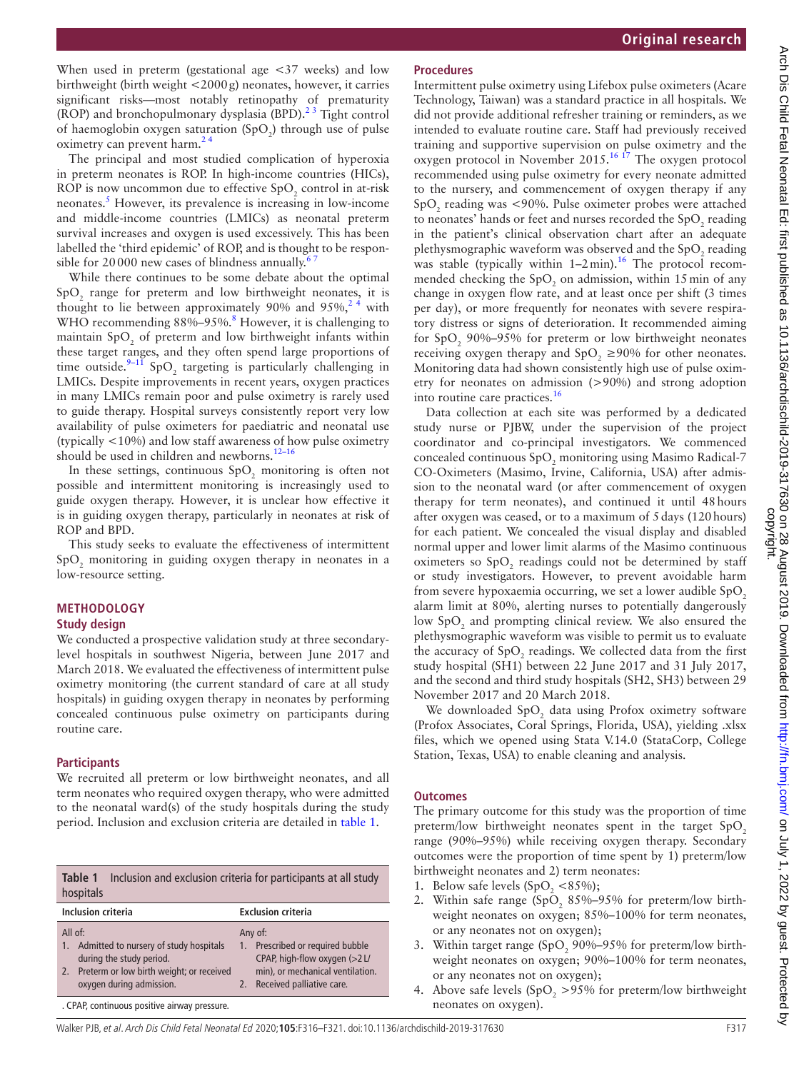When used in preterm (gestational age <37 weeks) and low birthweight (birth weight <2000 g) neonates, however, it carries significant risks—most notably retinopathy of prematurity (ROP) and bronchopulmonary dysplasia (BPD).[2,3] Tight control of haemoglobin oxygen saturation ($SpO_2$) through use of pulse oximetry can prevent harm.[2,4]

The principal and most studied complication of hyperoxia in preterm neonates is ROP. In high-income countries (HICs), ROP is now uncommon due to effective $SpO_2$ control in at-risk neonates.[5] However, its prevalence is increasing in low-income and middle-income countries (LMICs) as neonatal preterm survival increases and oxygen is used excessively. This has been labelled the 'third epidemic' of ROP, and is thought to be responsible for 20 000 new cases of blindness annually.[6,7]

While there continues to be some debate about the optimal $SpO_2$ range for preterm and low birthweight neonates, it is thought to lie between approximately 90% and 95%,[2,4] with WHO recommending 88%–95%.[8] However, it is challenging to maintain $SpO_2$ of preterm and low birthweight infants within these target ranges, and they often spend large proportions of time outside.[9–11] $SpO_2$ targeting is particularly challenging in LMICs. Despite improvements in recent years, oxygen practices in many LMICs remain poor and pulse oximetry is rarely used to guide therapy. Hospital surveys consistently report very low availability of pulse oximeters for paediatric and neonatal use (typically <10%) and low staff awareness of how pulse oximetry should be used in children and newborns.[12–16]

In these settings, continuous $SpO_2$ monitoring is often not possible and intermittent monitoring is increasingly used to guide oxygen therapy. However, it is unclear how effective it is in guiding oxygen therapy, particularly in neonates at risk of ROP and BPD.

This study seeks to evaluate the effectiveness of intermittent $SpO_2$ monitoring in guiding oxygen therapy in neonates in a low-resource setting.

## METHODOLOGY

### Study design

We conducted a prospective validation study at three secondary-level hospitals in southwest Nigeria, between June 2017 and March 2018. We evaluated the effectiveness of intermittent pulse oximetry monitoring (the current standard of care at all study hospitals) in guiding oxygen therapy in neonates by performing concealed continuous pulse oximetry on participants during routine care.

### Participants

We recruited all preterm or low birthweight neonates, and all term neonates who required oxygen therapy, who were admitted to the neonatal ward(s) of the study hospitals during the study period. Inclusion and exclusion criteria are detailed in table 1.

**Table 1** Inclusion and exclusion criteria for participants at all study hospitals

| Inclusion criteria | Exclusion criteria |
|---|---|
| All of: | Any of: |
| 1. Admitted to nursery of study hospitals during the study period. | 1. Prescribed or required bubble CPAP, high-flow oxygen (>2 L/min), or mechanical ventilation. |
| 2. Preterm or low birth weight; or received oxygen during admission. | 2. Received palliative care. |

. CPAP, continuous positive airway pressure.

### Procedures

Intermittent pulse oximetry using Lifebox pulse oximeters (Acare Technology, Taiwan) was a standard practice in all hospitals. We did not provide additional refresher training or reminders, as we intended to evaluate routine care. Staff had previously received training and supportive supervision on pulse oximetry and the oxygen protocol in November 2015.[16,17] The oxygen protocol recommended using pulse oximetry for every neonate admitted to the nursery, and commencement of oxygen therapy if any $SpO_2$ reading was <90%. Pulse oximeter probes were attached to neonates' hands or feet and nurses recorded the $SpO_2$ reading in the patient's clinical observation chart after an adequate plethysmographic waveform was observed and the $SpO_2$ reading was stable (typically within 1–2 min).[16] The protocol recommended checking the $SpO_2$ on admission, within 15 min of any change in oxygen flow rate, and at least once per shift (3 times per day), or more frequently for neonates with severe respiratory distress or signs of deterioration. It recommended aiming for $SpO_2$ 90%–95% for preterm or low birthweight neonates receiving oxygen therapy and $SpO_2$ ≥90% for other neonates. Monitoring data had shown consistently high use of pulse oximetry for neonates on admission (>90%) and strong adoption into routine care practices.[16]

Data collection at each site was performed by a dedicated study nurse or PJBW, under the supervision of the project coordinator and co-principal investigators. We commenced concealed continuous $SpO_2$ monitoring using Masimo Radical-7 CO-Oximeters (Masimo, Irvine, California, USA) after admission to the neonatal ward (or after commencement of oxygen therapy for term neonates), and continued it until 48 hours after oxygen was ceased, or to a maximum of 5 days (120 hours) for each patient. We concealed the visual display and disabled normal upper and lower limit alarms of the Masimo continuous oximeters so $SpO_2$ readings could not be determined by staff or study investigators. However, to prevent avoidable harm from severe hypoxaemia occurring, we set a lower audible $SpO_2$ alarm limit at 80%, alerting nurses to potentially dangerously low $SpO_2$ and prompting clinical review. We also ensured the plethysmographic waveform was visible to permit us to evaluate the accuracy of $SpO_2$ readings. We collected data from the first study hospital (SH1) between 22 June 2017 and 31 July 2017, and the second and third study hospitals (SH2, SH3) between 29 November 2017 and 20 March 2018.

We downloaded $SpO_2$ data using Profox oximetry software (Profox Associates, Coral Springs, Florida, USA), yielding .xlsx files, which we opened using Stata V.14.0 (StataCorp, College Station, Texas, USA) to enable cleaning and analysis.

### Outcomes

The primary outcome for this study was the proportion of time preterm/low birthweight neonates spent in the target $SpO_2$ range (90%–95%) while receiving oxygen therapy. Secondary outcomes were the proportion of time spent by 1) preterm/low birthweight neonates and 2) term neonates:

1. Below safe levels ($SpO_2$ <85%);
2. Within safe range ($SpO_2$ 85%–95% for preterm/low birthweight neonates on oxygen; 85%–100% for term neonates, or any neonates not on oxygen);
3. Within target range ($SpO_2$ 90%–95% for preterm/low birthweight neonates on oxygen; 90%–100% for term neonates, or any neonates not on oxygen);
4. Above safe levels ($SpO_2$ >95% for preterm/low birthweight neonates on oxygen).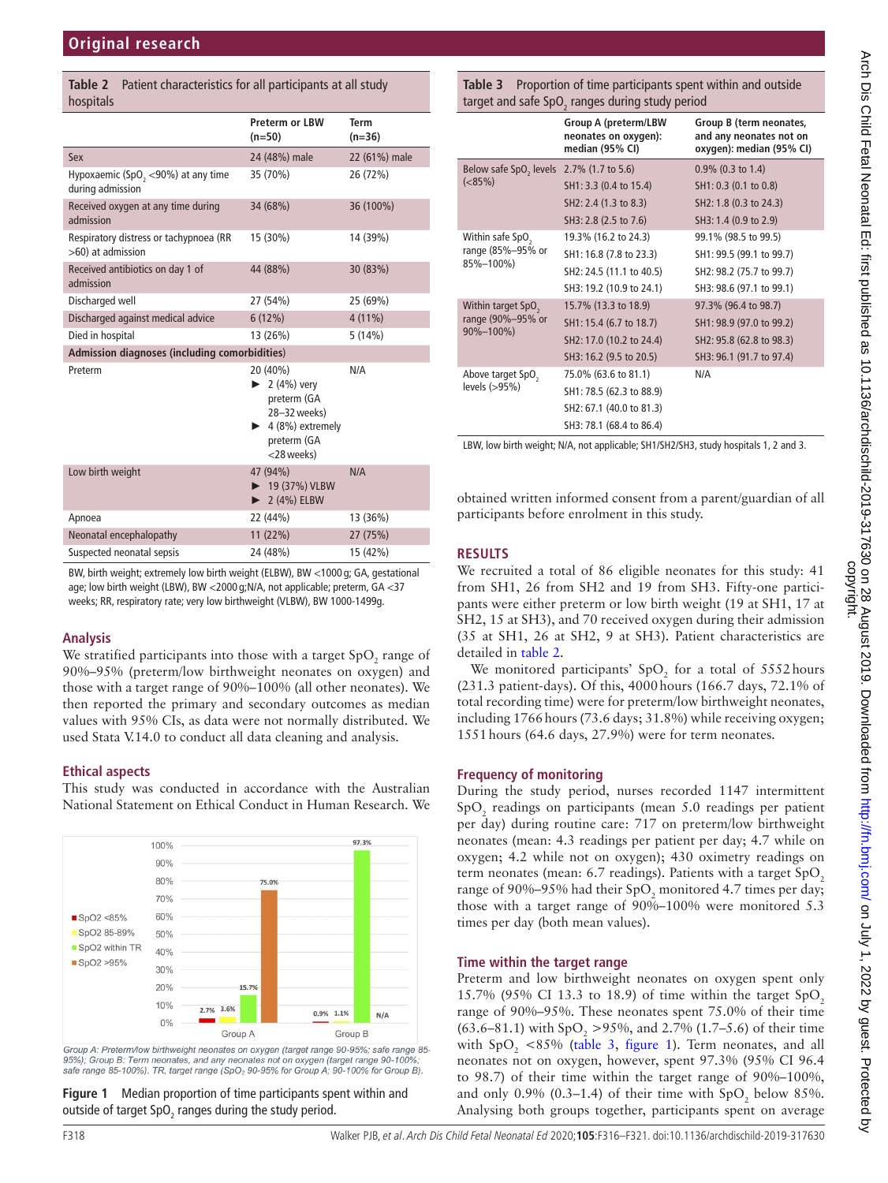**Table 2** Patient characteristics for all participants at all study hospitals

| | Preterm or LBW (n=50) | Term (n=36) |
|---|---|---|
| Sex | 24 (48%) male | 22 (61%) male |
| Hypoxaemic ($SpO_2$ <90%) at any time during admission | 35 (70%) | 26 (72%) |
| Received oxygen at any time during admission | 34 (68%) | 36 (100%) |
| Respiratory distress or tachypnoea (RR >60) at admission | 15 (30%) | 14 (39%) |
| Received antibiotics on day 1 of admission | 44 (88%) | 30 (83%) |
| Discharged well | 27 (54%) | 25 (69%) |
| Discharged against medical advice | 6 (12%) | 4 (11%) |
| Died in hospital | 13 (26%) | 5 (14%) |
| **Admission diagnoses (including comorbidities)** | | |
| Preterm | 20 (40%) ► 2 (4%) very preterm (GA 28–32 weeks) ► 4 (8%) extremely preterm (GA <28 weeks) | N/A |
| Low birth weight | 47 (94%) ► 19 (37%) VLBW ► 2 (4%) ELBW | N/A |
| Apnoea | 22 (44%) | 13 (36%) |
| Neonatal encephalopathy | 11 (22%) | 27 (75%) |
| Suspected neonatal sepsis | 24 (48%) | 15 (42%) |

BW, birth weight; extremely low birth weight (ELBW), BW <1000 g; GA, gestational age; low birth weight (LBW), BW <2000 g;N/A, not applicable; preterm, GA <37 weeks; RR, respiratory rate; very low birthweight (VLBW), BW 1000-1499g.

### Analysis

We stratified participants into those with a target $SpO_2$ range of 90%–95% (preterm/low birthweight neonates on oxygen) and those with a target range of 90%–100% (all other neonates). We then reported the primary and secondary outcomes as median values with 95% CIs, as data were not normally distributed. We used Stata V.14.0 to conduct all data cleaning and analysis.

### Ethical aspects

This study was conducted in accordance with the Australian National Statement on Ethical Conduct in Human Research. We obtained written informed consent from a parent/guardian of all participants before enrolment in this study.

100%
90%
80%
70%
60%
50%
40%
30%
20%
10%
0%
SpO2 <85%
SpO2 85-89%
SpO2 within TR
SpO2 >95%
2.7%
3.6%
15.7%
75.0%
0.9%
1.1%
97.3%
N/A
Group A
Group B

*Group A: Preterm/low birthweight neonates on oxygen (target range 90-95%; safe range 85-95%); Group B: Term neonates, and any neonates not on oxygen (target range 90-100%; safe range 85-100%). TR, target range ($SpO_2$ 90-95% for Group A; 90-100% for Group B).*

**Figure 1** Median proportion of time participants spent within and outside of target $SpO_2$ ranges during the study period.

**Table 3** Proportion of time participants spent within and outside target and safe $SpO_2$ ranges during study period

| | Group A (preterm/LBW neonates on oxygen): median (95% CI) | Group B (term neonates, and any neonates not on oxygen): median (95% CI) |
|---|---|---|
| Below safe $SpO_2$ levels (<85%) | 2.7% (1.7 to 5.6) | 0.9% (0.3 to 1.4) |
| | SH1: 3.3 (0.4 to 15.4) | SH1: 0.3 (0.1 to 0.8) |
| | SH2: 2.4 (1.3 to 8.3) | SH2: 1.8 (0.3 to 24.3) |
| | SH3: 2.8 (2.5 to 7.6) | SH3: 1.4 (0.9 to 2.9) |
| Within safe $SpO_2$ range (85%–95% or 85%–100%) | 19.3% (16.2 to 24.3) | 99.1% (98.5 to 99.5) |
| | SH1: 16.8 (7.8 to 23.3) | SH1: 99.5 (99.1 to 99.7) |
| | SH2: 24.5 (11.1 to 40.5) | SH2: 98.2 (75.7 to 99.7) |
| | SH3: 19.2 (10.9 to 24.1) | SH3: 98.6 (97.1 to 99.1) |
| Within target $SpO_2$ range (90%–95% or 90%–100%) | 15.7% (13.3 to 18.9) | 97.3% (96.4 to 98.7) |
| | SH1: 15.4 (6.7 to 18.7) | SH1: 98.9 (97.0 to 99.2) |
| | SH2: 17.0 (10.2 to 24.4) | SH2: 95.8 (62.8 to 98.3) |
| | SH3: 16.2 (9.5 to 20.5) | SH3: 96.1 (91.7 to 97.4) |
| Above target $SpO_2$ levels (>95%) | 75.0% (63.6 to 81.1) | N/A |
| | SH1: 78.5 (62.3 to 88.9) | |
| | SH2: 67.1 (40.0 to 81.3) | |
| | SH3: 78.1 (68.4 to 86.4) | |

LBW, low birth weight; N/A, not applicable; SH1/SH2/SH3, study hospitals 1, 2 and 3.

## RESULTS

We recruited a total of 86 eligible neonates for this study: 41 from SH1, 26 from SH2 and 19 from SH3. Fifty-one participants were either preterm or low birth weight (19 at SH1, 17 at SH2, 15 at SH3), and 70 received oxygen during their admission (35 at SH1, 26 at SH2, 9 at SH3). Patient characteristics are detailed in table 2.

We monitored participants' $SpO_2$ for a total of 5552 hours (231.3 patient-days). Of this, 4000 hours (166.7 days, 72.1% of total recording time) were for preterm/low birthweight neonates, including 1766 hours (73.6 days; 31.8%) while receiving oxygen; 1551 hours (64.6 days, 27.9%) were for term neonates.

### Frequency of monitoring

During the study period, nurses recorded 1147 intermittent $SpO_2$ readings on participants (mean 5.0 readings per patient per day) during routine care: 717 on preterm/low birthweight neonates (mean: 4.3 readings per patient per day; 4.7 while on oxygen; 4.2 while not on oxygen); 430 oximetry readings on term neonates (mean: 6.7 readings). Patients with a target $SpO_2$ range of 90%–95% had their $SpO_2$ monitored 4.7 times per day; those with a target range of 90%–100% were monitored 5.3 times per day (both mean values).

### Time within the target range

Preterm and low birthweight neonates on oxygen spent only 15.7% (95% CI 13.3 to 18.9) of time within the target $SpO_2$ range of 90%–95%. These neonates spent 75.0% of their time (63.6–81.1) with $SpO_2$ >95%, and 2.7% (1.7–5.6) of their time with $SpO_2$ <85% (table 3, figure 1). Term neonates, and all neonates not on oxygen, however, spent 97.3% (95% CI 96.4 to 98.7) of their time within the target range of 90%–100%, and only 0.9% (0.3–1.4) of their time with $SpO_2$ below 85%. Analysing both groups together, participants spent on average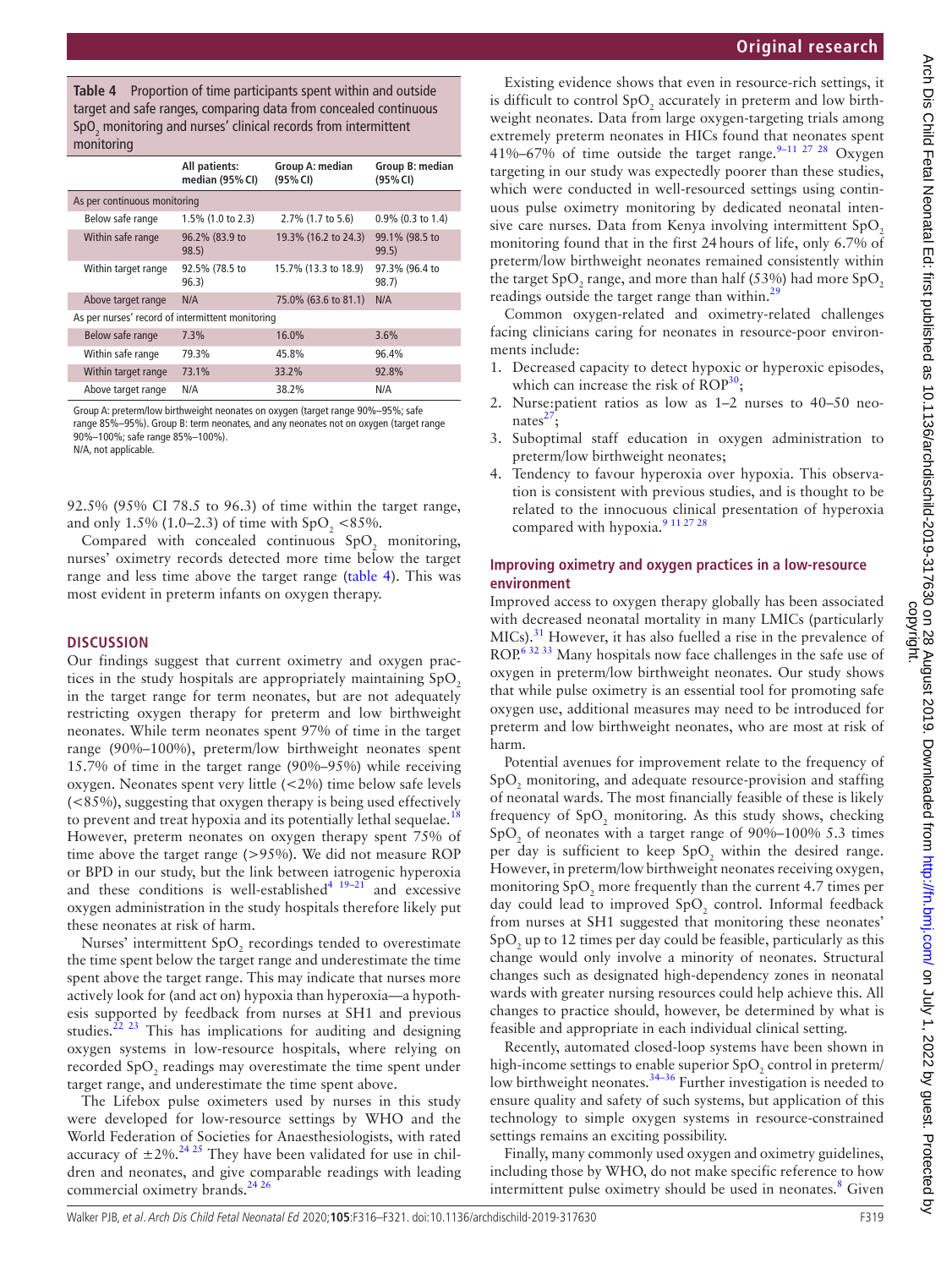**Table 4** Proportion of time participants spent within and outside target and safe ranges, comparing data from concealed continuous $SpO_2$ monitoring and nurses' clinical records from intermittent monitoring

| | All patients: median (95% CI) | Group A: median (95% CI) | Group B: median (95% CI) |
|---|---|---|---|
| As per continuous monitoring | | | |
| Below safe range | 1.5% (1.0 to 2.3) | 2.7% (1.7 to 5.6) | 0.9% (0.3 to 1.4) |
| Within safe range | 96.2% (83.9 to 98.5) | 19.3% (16.2 to 24.3) | 99.1% (98.5 to 99.5) |
| Within target range | 92.5% (78.5 to 96.3) | 15.7% (13.3 to 18.9) | 97.3% (96.4 to 98.7) |
| Above target range | N/A | 75.0% (63.6 to 81.1) | N/A |
| As per nurses' record of intermittent monitoring | | | |
| Below safe range | 7.3% | 16.0% | 3.6% |
| Within safe range | 79.3% | 45.8% | 96.4% |
| Within target range | 73.1% | 33.2% | 92.8% |
| Above target range | N/A | 38.2% | N/A |

Group A: preterm/low birthweight neonates on oxygen (target range 90%–95%; safe range 85%–95%). Group B: term neonates, and any neonates not on oxygen (target range 90%–100%; safe range 85%–100%).
N/A, not applicable.

92.5% (95% CI 78.5 to 96.3) of time within the target range, and only 1.5% (1.0–2.3) of time with $SpO_2$ <85%.

Compared with concealed continuous $SpO_2$ monitoring, nurses' oximetry records detected more time below the target range and less time above the target range (table 4). This was most evident in preterm infants on oxygen therapy.

## DISCUSSION

Our findings suggest that current oximetry and oxygen practices in the study hospitals are appropriately maintaining $SpO_2$ in the target range for term neonates, but are not adequately restricting oxygen therapy for preterm and low birthweight neonates. While term neonates spent 97% of time in the target range (90%–100%), preterm/low birthweight neonates spent 15.7% of time in the target range (90%–95%) while receiving oxygen. Neonates spent very little (<2%) time below safe levels (<85%), suggesting that oxygen therapy is being used effectively to prevent and treat hypoxia and its potentially lethal sequelae.[18] However, preterm neonates on oxygen therapy spent 75% of time above the target range (>95%). We did not measure ROP or BPD in our study, but the link between iatrogenic hyperoxia and these conditions is well-established[4 19–21] and excessive oxygen administration in the study hospitals therefore likely put these neonates at risk of harm.

Nurses' intermittent $SpO_2$ recordings tended to overestimate the time spent below the target range and underestimate the time spent above the target range. This may indicate that nurses more actively look for (and act on) hypoxia than hyperoxia—a hypothesis supported by feedback from nurses at SH1 and previous studies.[22 23] This has implications for auditing and designing oxygen systems in low-resource hospitals, where relying on recorded $SpO_2$ readings may overestimate the time spent under target range, and underestimate the time spent above.

The Lifebox pulse oximeters used by nurses in this study were developed for low-resource settings by WHO and the World Federation of Societies for Anaesthesiologists, with rated accuracy of ±2%.[24 25] They have been validated for use in children and neonates, and give comparable readings with leading commercial oximetry brands.[24 26]

Existing evidence shows that even in resource-rich settings, it is difficult to control $SpO_2$ accurately in preterm and low birthweight neonates. Data from large oxygen-targeting trials among extremely preterm neonates in HICs found that neonates spent 41%–67% of time outside the target range.[9–11 27 28] Oxygen targeting in our study was expectedly poorer than these studies, which were conducted in well-resourced settings using continuous pulse oximetry monitoring by dedicated neonatal intensive care nurses. Data from Kenya involving intermittent $SpO_2$ monitoring found that in the first 24 hours of life, only 6.7% of preterm/low birthweight neonates remained consistently within the target $SpO_2$ range, and more than half (53%) had more $SpO_2$ readings outside the target range than within.[29]

Common oxygen-related and oximetry-related challenges facing clinicians caring for neonates in resource-poor environments include:

1. Decreased capacity to detect hypoxic or hyperoxic episodes, which can increase the risk of ROP[30];
2. Nurse:patient ratios as low as 1–2 nurses to 40–50 neonates[27];
3. Suboptimal staff education in oxygen administration to preterm/low birthweight neonates;
4. Tendency to favour hyperoxia over hypoxia. This observation is consistent with previous studies, and is thought to be related to the innocuous clinical presentation of hyperoxia compared with hypoxia.[9 11 27 28]

### Improving oximetry and oxygen practices in a low-resource environment

Improved access to oxygen therapy globally has been associated with decreased neonatal mortality in many LMICs (particularly MICs).[31] However, it has also fuelled a rise in the prevalence of ROP.[6 32 33] Many hospitals now face challenges in the safe use of oxygen in preterm/low birthweight neonates. Our study shows that while pulse oximetry is an essential tool for promoting safe oxygen use, additional measures may need to be introduced for preterm and low birthweight neonates, who are most at risk of harm.

Potential avenues for improvement relate to the frequency of $SpO_2$ monitoring, and adequate resource-provision and staffing of neonatal wards. The most financially feasible of these is likely frequency of $SpO_2$ monitoring. As this study shows, checking $SpO_2$ of neonates with a target range of 90%–100% 5.3 times per day is sufficient to keep $SpO_2$ within the desired range. However, in preterm/low birthweight neonates receiving oxygen, monitoring $SpO_2$ more frequently than the current 4.7 times per day could lead to improved $SpO_2$ control. Informal feedback from nurses at SH1 suggested that monitoring these neonates' $SpO_2$ up to 12 times per day could be feasible, particularly as this change would only involve a minority of neonates. Structural changes such as designated high-dependency zones in neonatal wards with greater nursing resources could help achieve this. All changes to practice should, however, be determined by what is feasible and appropriate in each individual clinical setting.

Recently, automated closed-loop systems have been shown in high-income settings to enable superior $SpO_2$ control in preterm/low birthweight neonates.[34–36] Further investigation is needed to ensure quality and safety of such systems, but application of this technology to simple oxygen systems in resource-constrained settings remains an exciting possibility.

Finally, many commonly used oxygen and oximetry guidelines, including those by WHO, do not make specific reference to how intermittent pulse oximetry should be used in neonates.[8] Given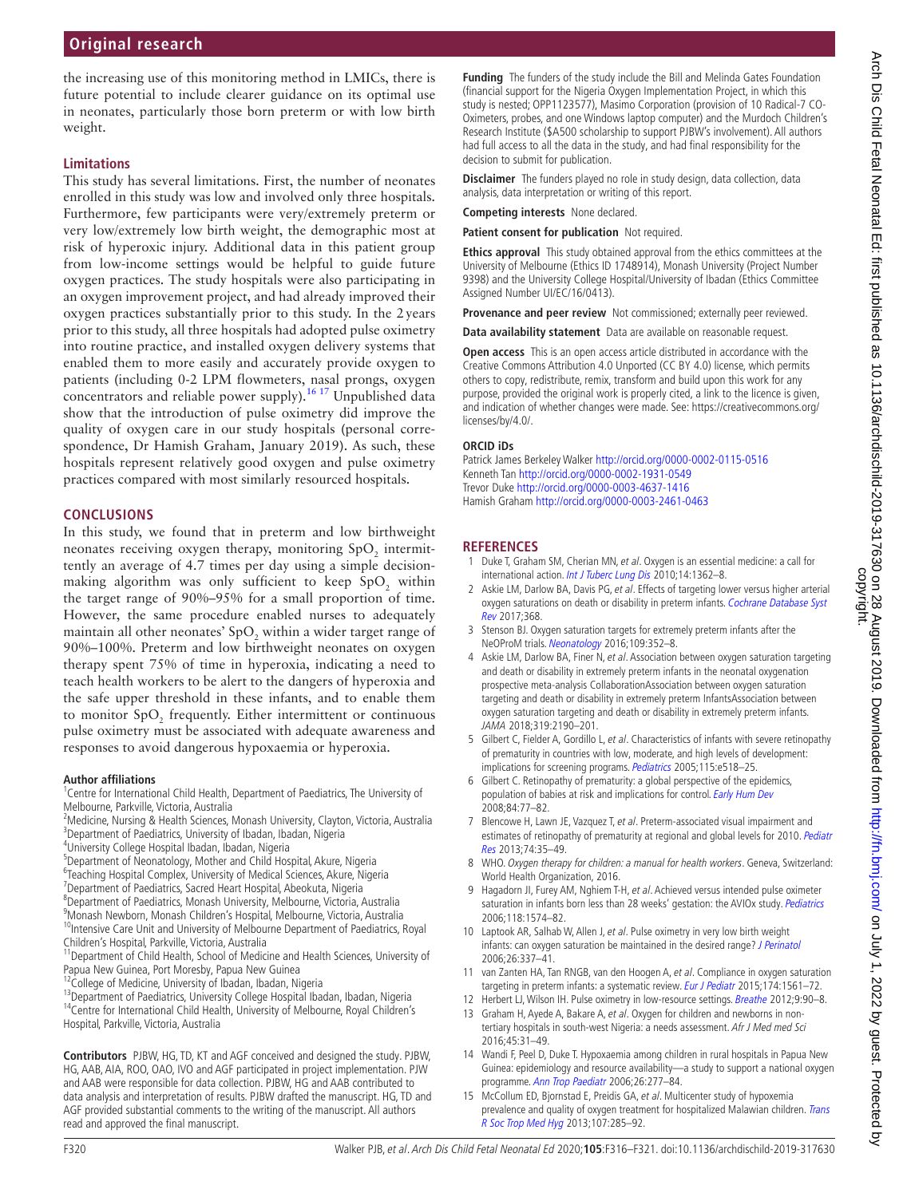the increasing use of this monitoring method in LMICs, there is future potential to include clearer guidance on its optimal use in neonates, particularly those born preterm or with low birth weight.

## Limitations

This study has several limitations. First, the number of neonates enrolled in this study was low and involved only three hospitals. Furthermore, few participants were very/extremely preterm or very low/extremely low birth weight, the demographic most at risk of hyperoxic injury. Additional data in this patient group from low-income settings would be helpful to guide future oxygen practices. The study hospitals were also participating in an oxygen improvement project, and had already improved their oxygen practices substantially prior to this study. In the 2 years prior to this study, all three hospitals had adopted pulse oximetry into routine practice, and installed oxygen delivery systems that enabled them to more easily and accurately provide oxygen to patients (including 0-2 LPM flowmeters, nasal prongs, oxygen concentrators and reliable power supply).[16 17] Unpublished data show that the introduction of pulse oximetry did improve the quality of oxygen care in our study hospitals (personal correspondence, Dr Hamish Graham, January 2019). As such, these hospitals represent relatively good oxygen and pulse oximetry practices compared with most similarly resourced hospitals.

## CONCLUSIONS

In this study, we found that in preterm and low birthweight neonates receiving oxygen therapy, monitoring $SpO_2$ intermittently an average of 4.7 times per day using a simple decision-making algorithm was only sufficient to keep $SpO_2$ within the target range of 90%–95% for a small proportion of time. However, the same procedure enabled nurses to adequately maintain all other neonates' $SpO_2$ within a wider target range of 90%–100%. Preterm and low birthweight neonates on oxygen therapy spent 75% of time in hyperoxia, indicating a need to teach health workers to be alert to the dangers of hyperoxia and the safe upper threshold in these infants, and to enable them to monitor $SpO_2$ frequently. Either intermittent or continuous pulse oximetry must be associated with adequate awareness and responses to avoid dangerous hypoxaemia or hyperoxia.

**Author affiliations**
[1]Centre for International Child Health, Department of Paediatrics, The University of Melbourne, Parkville, Victoria, Australia
[2]Medicine, Nursing & Health Sciences, Monash University, Clayton, Victoria, Australia
[3]Department of Paediatrics, University of Ibadan, Ibadan, Nigeria
[4]University College Hospital Ibadan, Ibadan, Nigeria
[5]Department of Neonatology, Mother and Child Hospital, Akure, Nigeria
[6]Teaching Hospital Complex, University of Medical Sciences, Akure, Nigeria
[7]Department of Paediatrics, Sacred Heart Hospital, Abeokuta, Nigeria
[8]Department of Paediatrics, Monash University, Melbourne, Victoria, Australia
[9]Monash Newborn, Monash Children's Hospital, Melbourne, Victoria, Australia
[10]Intensive Care Unit and University of Melbourne Department of Paediatrics, Royal Children's Hospital, Parkville, Victoria, Australia
[11]Department of Child Health, School of Medicine and Health Sciences, University of Papua New Guinea, Port Moresby, Papua New Guinea
[12]College of Medicine, University of Ibadan, Ibadan, Nigeria
[13]Department of Paediatrics, University College Hospital Ibadan, Ibadan, Nigeria
[14]Centre for International Child Health, University of Melbourne, Royal Children's Hospital, Parkville, Victoria, Australia

**Contributors** PJBW, HG, TD, KT and AGF conceived and designed the study. PJBW, HG, AAB, AIA, ROO, OAO, IVO and AGF participated in project implementation. PJW and AAB were responsible for data collection. PJBW, HG and AAB contributed to data analysis and interpretation of results. PJBW drafted the manuscript. HG, TD and AGF provided substantial comments to the writing of the manuscript. All authors read and approved the final manuscript.

**Funding** The funders of the study include the Bill and Melinda Gates Foundation (financial support for the Nigeria Oxygen Implementation Project, in which this study is nested; OPP1123577), Masimo Corporation (provision of 10 Radical-7 CO-Oximeters, probes, and one Windows laptop computer) and the Murdoch Children's Research Institute ($A500 scholarship to support PJBW's involvement). All authors had full access to all the data in the study, and had final responsibility for the decision to submit for publication.

**Disclaimer** The funders played no role in study design, data collection, data analysis, data interpretation or writing of this report.

**Competing interests** None declared.

**Patient consent for publication** Not required.

**Ethics approval** This study obtained approval from the ethics committees at the University of Melbourne (Ethics ID 1748914), Monash University (Project Number 9398) and the University College Hospital/University of Ibadan (Ethics Committee Assigned Number UI/EC/16/0413).

**Provenance and peer review** Not commissioned; externally peer reviewed.

**Data availability statement** Data are available on reasonable request.

**Open access** This is an open access article distributed in accordance with the Creative Commons Attribution 4.0 Unported (CC BY 4.0) license, which permits others to copy, redistribute, remix, transform and build upon this work for any purpose, provided the original work is properly cited, a link to the licence is given, and indication of whether changes were made. See: https://creativecommons.org/licenses/by/4.0/.

**ORCID iDs**
Patrick James Berkeley Walker http://orcid.org/0000-0002-0115-0516
Kenneth Tan http://orcid.org/0000-0002-1931-0549
Trevor Duke http://orcid.org/0000-0003-4637-1416
Hamish Graham http://orcid.org/0000-0003-2461-0463

## REFERENCES

1. Duke T, Graham SM, Cherian MN, et al. Oxygen is an essential medicine: a call for international action. *Int J Tuberc Lung Dis* 2010;14:1362–8.
2. Askie LM, Darlow BA, Davis PG, et al. Effects of targeting lower versus higher arterial oxygen saturations on death or disability in preterm infants. *Cochrane Database Syst Rev* 2017;368.
3. Stenson BJ. Oxygen saturation targets for extremely preterm infants after the NeOProM trials. *Neonatology* 2016;109:352–8.
4. Askie LM, Darlow BA, Finer N, et al. Association between oxygen saturation targeting and death or disability in extremely preterm infants in the neonatal oxygenation prospective meta-analysis CollaborationAssociation between oxygen saturation targeting and death or disability in extremely preterm InfantsAssociation between oxygen saturation targeting and death or disability in extremely preterm infants. JAMA 2018;319:2190–201.
5. Gilbert C, Fielder A, Gordillo L, et al. Characteristics of infants with severe retinopathy of prematurity in countries with low, moderate, and high levels of development: implications for screening programs. *Pediatrics* 2005;115:e518–25.
6. Gilbert C. Retinopathy of prematurity: a global perspective of the epidemics, population of babies at risk and implications for control. *Early Hum Dev* 2008;84:77–82.
7. Blencowe H, Lawn JE, Vazquez T, et al. Preterm-associated visual impairment and estimates of retinopathy of prematurity at regional and global levels for 2010. *Pediatr Res* 2013;74:35–49.
8. WHO. *Oxygen therapy for children: a manual for health workers*. Geneva, Switzerland: World Health Organization, 2016.
9. Hagadorn JI, Furey AM, Nghiem T-H, et al. Achieved versus intended pulse oximeter saturation in infants born less than 28 weeks' gestation: the AVIOx study. *Pediatrics* 2006;118:1574–82.
10. Laptook AR, Salhab W, Allen J, et al. Pulse oximetry in very low birth weight infants: can oxygen saturation be maintained in the desired range? *J Perinatol* 2006;26:337–41.
11. van Zanten HA, Tan RNGB, van den Hoogen A, et al. Compliance in oxygen saturation targeting in preterm infants: a systematic review. *Eur J Pediatr* 2015;174:1561–72.
12. Herbert LJ, Wilson IH. Pulse oximetry in low-resource settings. *Breathe* 2012;9:90–8.
13. Graham H, Ayede A, Bakare A, et al. Oxygen for children and newborns in non-tertiary hospitals in south-west Nigeria: a needs assessment. Afr J Med med Sci 2016;45:31–49.
14. Wandi F, Peel D, Duke T. Hypoxaemia among children in rural hospitals in Papua New Guinea: epidemiology and resource availability—a study to support a national oxygen programme. *Ann Trop Paediatr* 2006;26:277–84.
15. McCollum ED, Bjornstad E, Preidis GA, et al. Multicenter study of hypoxemia prevalence and quality of oxygen treatment for hospitalized Malawian children. *Trans R Soc Trop Med Hyg* 2013;107:285–92.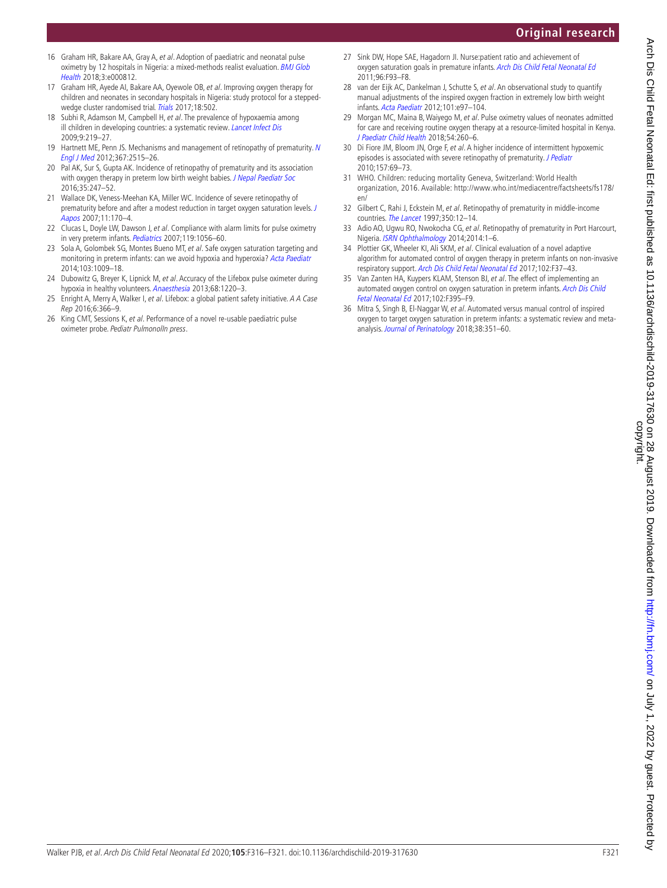16 Graham HR, Bakare AA, Gray A, *et al*. Adoption of paediatric and neonatal pulse oximetry by 12 hospitals in Nigeria: a mixed-methods realist evaluation. *BMJ Glob Health* 2018;3:e000812.

17 Graham HR, Ayede AI, Bakare AA, Oyewole OB, *et al*. Improving oxygen therapy for children and neonates in secondary hospitals in Nigeria: study protocol for a stepped-wedge cluster randomised trial. *Trials* 2017;18:502.

18 Subhi R, Adamson M, Campbell H, *et al*. The prevalence of hypoxaemia among ill children in developing countries: a systematic review. *Lancet Infect Dis* 2009;9:219–27.

19 Hartnett ME, Penn JS. Mechanisms and management of retinopathy of prematurity. *N Engl J Med* 2012;367:2515–26.

20 Pal AK, Sur S, Gupta AK. Incidence of retinopathy of prematurity and its association with oxygen therapy in preterm low birth weight babies. *J Nepal Paediatr Soc* 2016;35:247–52.

21 Wallace DK, Veness-Meehan KA, Miller WC. Incidence of severe retinopathy of prematurity before and after a modest reduction in target oxygen saturation levels. *J Aapos* 2007;11:170–4.

22 Clucas L, Doyle LW, Dawson J, *et al*. Compliance with alarm limits for pulse oximetry in very preterm infants. *Pediatrics* 2007;119:1056–60.

23 Sola A, Golombek SG, Montes Bueno MT, *et al*. Safe oxygen saturation targeting and monitoring in preterm infants: can we avoid hypoxia and hyperoxia? *Acta Paediatr* 2014;103:1009–18.

24 Dubowitz G, Breyer K, Lipnick M, *et al*. Accuracy of the Lifebox pulse oximeter during hypoxia in healthy volunteers. *Anaesthesia* 2013;68:1220–3.

25 Enright A, Merry A, Walker I, *et al*. Lifebox: a global patient safety initiative. *A A Case Rep* 2016;6:366–9.

26 King CMT, Sessions K, *et al*. Performance of a novel re-usable paediatric pulse oximeter probe. *Pediatr PulmonolIn press*.

27 Sink DW, Hope SAE, Hagadorn JI. Nurse:patient ratio and achievement of oxygen saturation goals in premature infants. *Arch Dis Child Fetal Neonatal Ed* 2011;96:F93–F8.

28 van der Eijk AC, Dankelman J, Schutte S, *et al*. An observational study to quantify manual adjustments of the inspired oxygen fraction in extremely low birth weight infants. *Acta Paediatr* 2012;101:e97–104.

29 Morgan MC, Maina B, Waiyego M, *et al*. Pulse oximetry values of neonates admitted for care and receiving routine oxygen therapy at a resource-limited hospital in Kenya. *J Paediatr Child Health* 2018;54:260–6.

30 Di Fiore JM, Bloom JN, Orge F, *et al*. A higher incidence of intermittent hypoxemic episodes is associated with severe retinopathy of prematurity. *J Pediatr* 2010;157:69–73.

31 WHO. Children: reducing mortality Geneva, Switzerland: World Health organization, 2016. Available: http://www.who.int/mediacentre/factsheets/fs178/en/

32 Gilbert C, Rahi J, Eckstein M, *et al*. Retinopathy of prematurity in middle-income countries. *The Lancet* 1997;350:12–14.

33 Adio AO, Ugwu RO, Nwokocha CG, *et al*. Retinopathy of prematurity in Port Harcourt, Nigeria. *ISRN Ophthalmology* 2014;2014:1–6.

34 Plottier GK, Wheeler KI, Ali SKM, *et al*. Clinical evaluation of a novel adaptive algorithm for automated control of oxygen therapy in preterm infants on non-invasive respiratory support. *Arch Dis Child Fetal Neonatal Ed* 2017;102:F37–43.

35 Van Zanten HA, Kuypers KLAM, Stenson BJ, *et al*. The effect of implementing an automated oxygen control on oxygen saturation in preterm infants. *Arch Dis Child Fetal Neonatal Ed* 2017;102:F395–F9.

36 Mitra S, Singh B, El-Naggar W, *et al*. Automated versus manual control of inspired oxygen to target oxygen saturation in preterm infants: a systematic review and meta-analysis. *Journal of Perinatology* 2018;38:351–60.